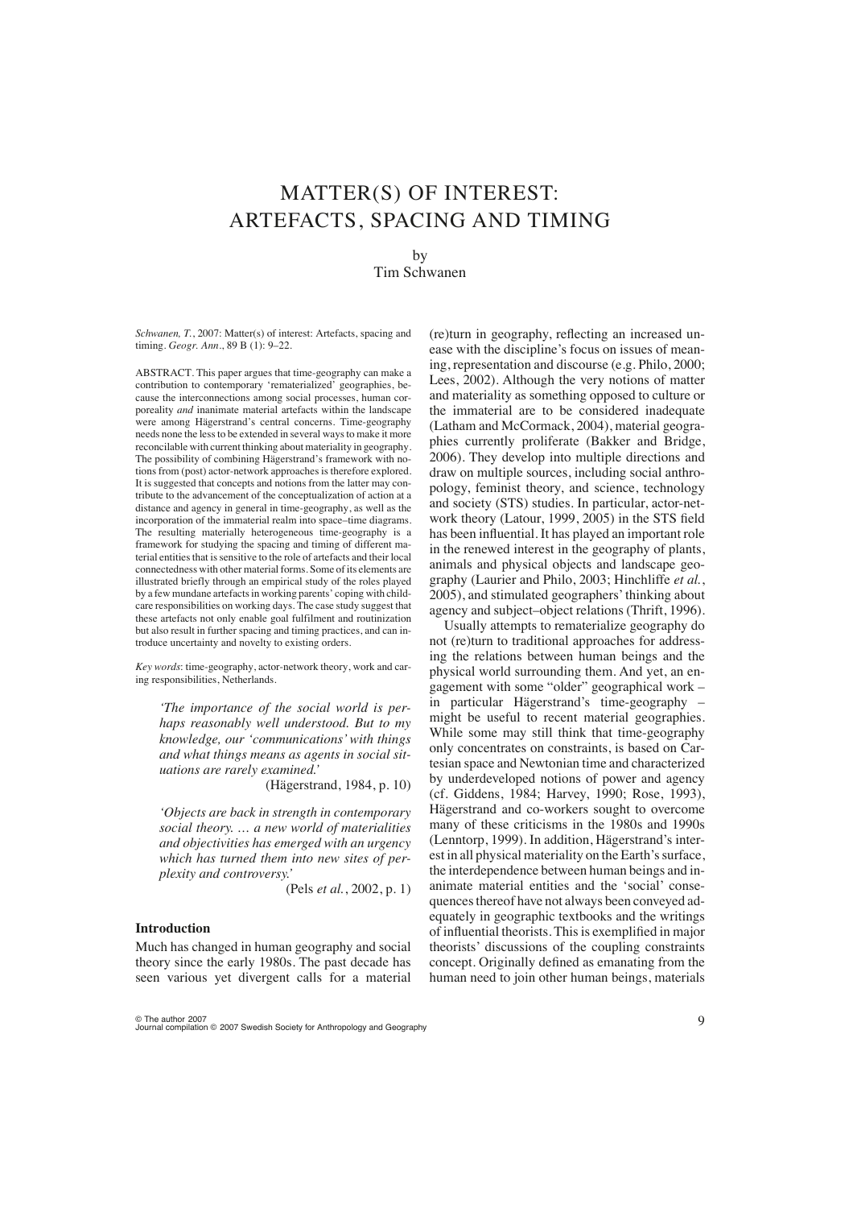# MATTER(S) OF INTEREST: ARTEFACTS, SPACING AND TIMING

by
Tim Schwanen

*Schwanen, T.*, 2007: Matter(s) of interest: Artefacts, spacing and timing. *Geogr. Ann.*, 89 B (1): 9–22.

ABSTRACT. This paper argues that time-geography can make a contribution to contemporary 'rematerialized' geographies, because the interconnections among social processes, human corporeality *and* inanimate material artefacts within the landscape were among Hägerstrand's central concerns. Time-geography needs none the less to be extended in several ways to make it more reconcilable with current thinking about materiality in geography. The possibility of combining Hägerstrand's framework with notions from (post) actor-network approaches is therefore explored. It is suggested that concepts and notions from the latter may contribute to the advancement of the conceptualization of action at a distance and agency in general in time-geography, as well as the incorporation of the immaterial realm into space–time diagrams. The resulting materially heterogeneous time-geography is a framework for studying the spacing and timing of different material entities that is sensitive to the role of artefacts and their local connectedness with other material forms. Some of its elements are illustrated briefly through an empirical study of the roles played by a few mundane artefacts in working parents' coping with childcare responsibilities on working days. The case study suggest that these artefacts not only enable goal fulfilment and routinization but also result in further spacing and timing practices, and can introduce uncertainty and novelty to existing orders.

*Key words*: time-geography, actor-network theory, work and caring responsibilities, Netherlands.

> *'The importance of the social world is perhaps reasonably well understood. But to my knowledge, our 'communications' with things and what things means as agents in social situations are rarely examined.'*
>
> (Hägerstrand, 1984, p. 10)

> *'Objects are back in strength in contemporary social theory. … a new world of materialities and objectivities has emerged with an urgency which has turned them into new sites of perplexity and controversy.'*
>
> (Pels *et al.*, 2002, p. 1)

## Introduction

Much has changed in human geography and social theory since the early 1980s. The past decade has seen various yet divergent calls for a material (re)turn in geography, reflecting an increased unease with the discipline's focus on issues of meaning, representation and discourse (e.g. Philo, 2000; Lees, 2002). Although the very notions of matter and materiality as something opposed to culture or the immaterial are to be considered inadequate (Latham and McCormack, 2004), material geographies currently proliferate (Bakker and Bridge, 2006). They develop into multiple directions and draw on multiple sources, including social anthropology, feminist theory, and science, technology and society (STS) studies. In particular, actor-network theory (Latour, 1999, 2005) in the STS field has been influential. It has played an important role in the renewed interest in the geography of plants, animals and physical objects and landscape geography (Laurier and Philo, 2003; Hinchliffe *et al.*, 2005), and stimulated geographers' thinking about agency and subject–object relations (Thrift, 1996).

Usually attempts to rematerialize geography do not (re)turn to traditional approaches for addressing the relations between human beings and the physical world surrounding them. And yet, an engagement with some "older" geographical work – in particular Hägerstrand's time-geography – might be useful to recent material geographies. While some may still think that time-geography only concentrates on constraints, is based on Cartesian space and Newtonian time and characterized by underdeveloped notions of power and agency (cf. Giddens, 1984; Harvey, 1990; Rose, 1993), Hägerstrand and co-workers sought to overcome many of these criticisms in the 1980s and 1990s (Lenntorp, 1999). In addition, Hägerstrand's interest in all physical materiality on the Earth's surface, the interdependence between human beings and inanimate material entities and the 'social' consequences thereof have not always been conveyed adequately in geographic textbooks and the writings of influential theorists. This is exemplified in major theorists' discussions of the coupling constraints concept. Originally defined as emanating from the human need to join other human beings, materials

© The author 2007
Journal compilation © 2007 Swedish Society for Anthropology and Geography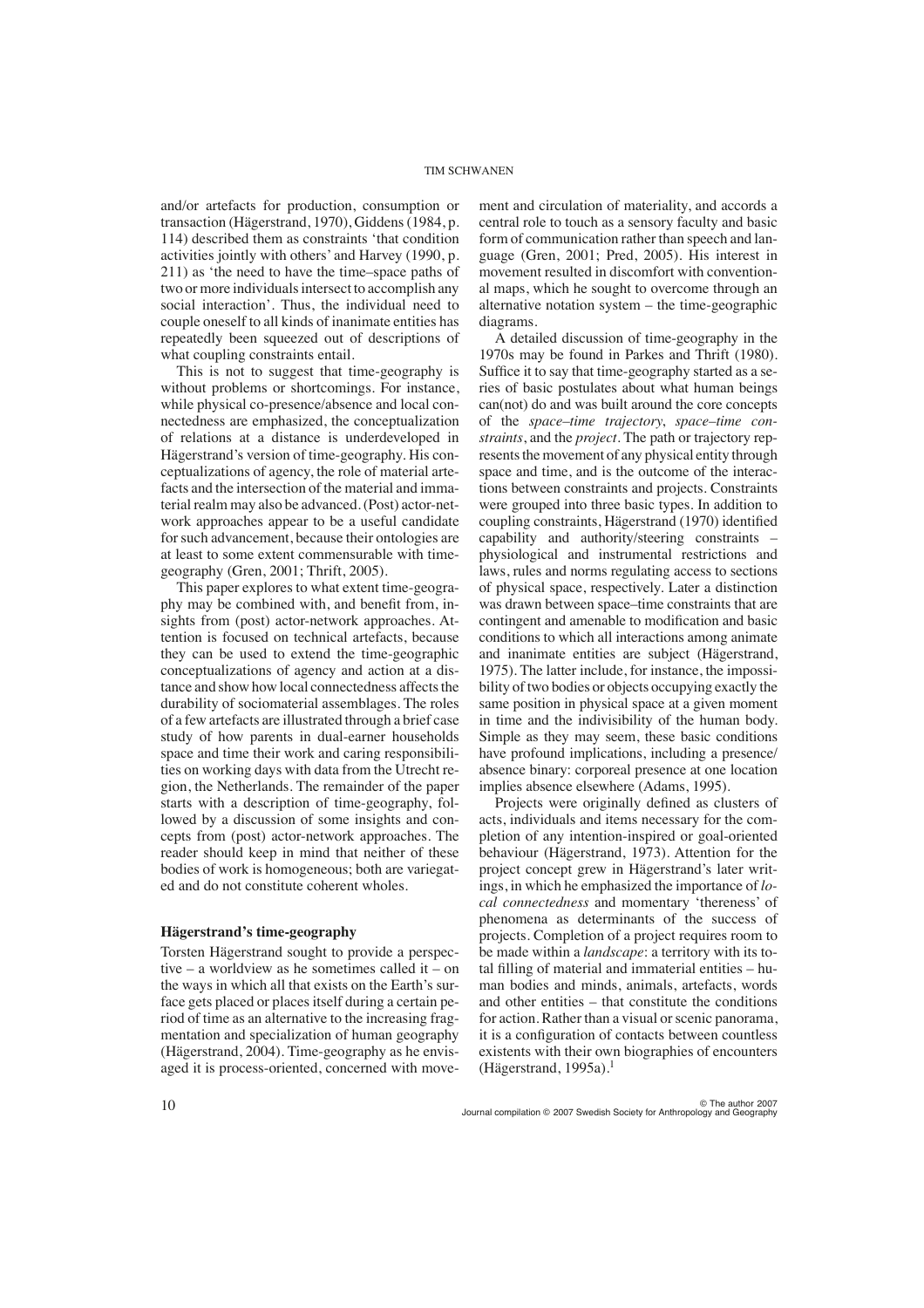and/or artefacts for production, consumption or transaction (Hägerstrand, 1970), Giddens (1984, p. 114) described them as constraints 'that condition activities jointly with others' and Harvey (1990, p. 211) as 'the need to have the time–space paths of two or more individuals intersect to accomplish any social interaction'. Thus, the individual need to couple oneself to all kinds of inanimate entities has repeatedly been squeezed out of descriptions of what coupling constraints entail.

This is not to suggest that time-geography is without problems or shortcomings. For instance, while physical co-presence/absence and local connectedness are emphasized, the conceptualization of relations at a distance is underdeveloped in Hägerstrand's version of time-geography. His conceptualizations of agency, the role of material artefacts and the intersection of the material and immaterial realm may also be advanced. (Post) actor-network approaches appear to be a useful candidate for such advancement, because their ontologies are at least to some extent commensurable with time-geography (Gren, 2001; Thrift, 2005).

This paper explores to what extent time-geography may be combined with, and benefit from, insights from (post) actor-network approaches. Attention is focused on technical artefacts, because they can be used to extend the time-geographic conceptualizations of agency and action at a distance and show how local connectedness affects the durability of sociomaterial assemblages. The roles of a few artefacts are illustrated through a brief case study of how parents in dual-earner households space and time their work and caring responsibilities on working days with data from the Utrecht region, the Netherlands. The remainder of the paper starts with a description of time-geography, followed by a discussion of some insights and concepts from (post) actor-network approaches. The reader should keep in mind that neither of these bodies of work is homogeneous; both are variegated and do not constitute coherent wholes.

## Hägerstrand's time-geography

Torsten Hägerstrand sought to provide a perspective – a worldview as he sometimes called it – on the ways in which all that exists on the Earth's surface gets placed or places itself during a certain period of time as an alternative to the increasing fragmentation and specialization of human geography (Hägerstrand, 2004). Time-geography as he envisaged it is process-oriented, concerned with movement and circulation of materiality, and accords a central role to touch as a sensory faculty and basic form of communication rather than speech and language (Gren, 2001; Pred, 2005). His interest in movement resulted in discomfort with conventional maps, which he sought to overcome through an alternative notation system – the time-geographic diagrams.

A detailed discussion of time-geography in the 1970s may be found in Parkes and Thrift (1980). Suffice it to say that time-geography started as a series of basic postulates about what human beings can(not) do and was built around the core concepts of the *space–time trajectory*, *space–time constraints*, and the *project*. The path or trajectory represents the movement of any physical entity through space and time, and is the outcome of the interactions between constraints and projects. Constraints were grouped into three basic types. In addition to coupling constraints, Hägerstrand (1970) identified capability and authority/steering constraints – physiological and instrumental restrictions and laws, rules and norms regulating access to sections of physical space, respectively. Later a distinction was drawn between space–time constraints that are contingent and amenable to modification and basic conditions to which all interactions among animate and inanimate entities are subject (Hägerstrand, 1975). The latter include, for instance, the impossibility of two bodies or objects occupying exactly the same position in physical space at a given moment in time and the indivisibility of the human body. Simple as they may seem, these basic conditions have profound implications, including a presence/absence binary: corporeal presence at one location implies absence elsewhere (Adams, 1995).

Projects were originally defined as clusters of acts, individuals and items necessary for the completion of any intention-inspired or goal-oriented behaviour (Hägerstrand, 1973). Attention for the project concept grew in Hägerstrand's later writings, in which he emphasized the importance of *local connectedness* and momentary 'thereness' of phenomena as determinants of the success of projects. Completion of a project requires room to be made within a *landscape*: a territory with its total filling of material and immaterial entities – human bodies and minds, animals, artefacts, words and other entities – that constitute the conditions for action. Rather than a visual or scenic panorama, it is a configuration of contacts between countless existents with their own biographies of encounters (Hägerstrand, 1995a).[1]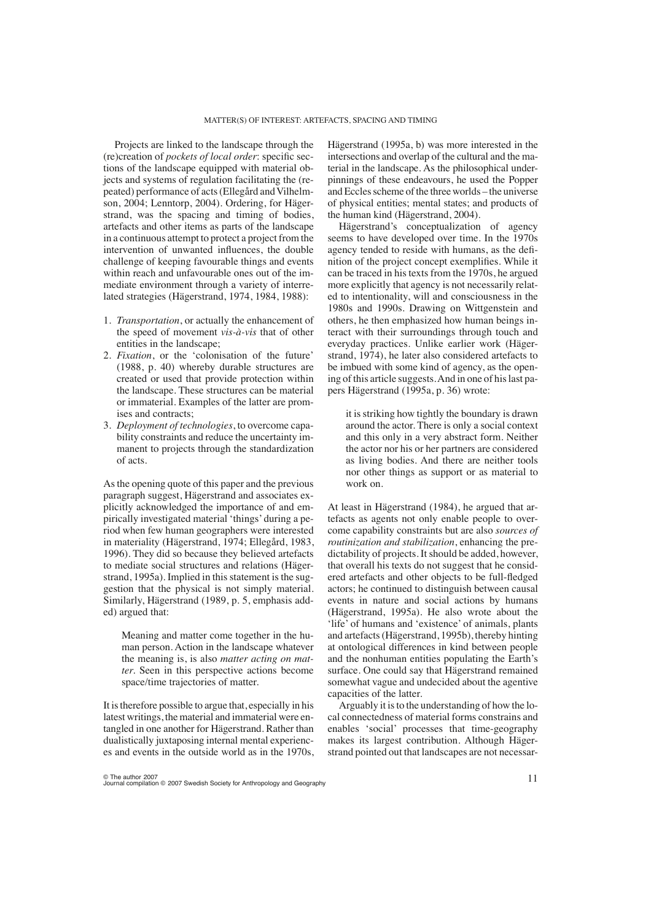Projects are linked to the landscape through the (re)creation of *pockets of local order*: specific sections of the landscape equipped with material objects and systems of regulation facilitating the (repeated) performance of acts (Ellegård and Vilhelmson, 2004; Lenntorp, 2004). Ordering, for Hägerstrand, was the spacing and timing of bodies, artefacts and other items as parts of the landscape in a continuous attempt to protect a project from the intervention of unwanted influences, the double challenge of keeping favourable things and events within reach and unfavourable ones out of the immediate environment through a variety of interrelated strategies (Hägerstrand, 1974, 1984, 1988):

1. *Transportation*, or actually the enhancement of the speed of movement *vis-à-vis* that of other entities in the landscape;
2. *Fixation*, or the 'colonisation of the future' (1988, p. 40) whereby durable structures are created or used that provide protection within the landscape. These structures can be material or immaterial. Examples of the latter are promises and contracts;
3. *Deployment of technologies*, to overcome capability constraints and reduce the uncertainty immanent to projects through the standardization of acts.

As the opening quote of this paper and the previous paragraph suggest, Hägerstrand and associates explicitly acknowledged the importance of and empirically investigated material 'things' during a period when few human geographers were interested in materiality (Hägerstrand, 1974; Ellegård, 1983, 1996). They did so because they believed artefacts to mediate social structures and relations (Hägerstrand, 1995a). Implied in this statement is the suggestion that the physical is not simply material. Similarly, Hägerstrand (1989, p. 5, emphasis added) argued that:

> Meaning and matter come together in the human person. Action in the landscape whatever the meaning is, is also *matter acting on matter*. Seen in this perspective actions become space/time trajectories of matter.

It is therefore possible to argue that, especially in his latest writings, the material and immaterial were entangled in one another for Hägerstrand. Rather than dualistically juxtaposing internal mental experiences and events in the outside world as in the 1970s, Hägerstrand (1995a, b) was more interested in the intersections and overlap of the cultural and the material in the landscape. As the philosophical underpinnings of these endeavours, he used the Popper and Eccles scheme of the three worlds – the universe of physical entities; mental states; and products of the human kind (Hägerstrand, 2004).

Hägerstrand's conceptualization of agency seems to have developed over time. In the 1970s agency tended to reside with humans, as the definition of the project concept exemplifies. While it can be traced in his texts from the 1970s, he argued more explicitly that agency is not necessarily related to intentionality, will and consciousness in the 1980s and 1990s. Drawing on Wittgenstein and others, he then emphasized how human beings interact with their surroundings through touch and everyday practices. Unlike earlier work (Hägerstrand, 1974), he later also considered artefacts to be imbued with some kind of agency, as the opening of this article suggests. And in one of his last papers Hägerstrand (1995a, p. 36) wrote:

> it is striking how tightly the boundary is drawn around the actor. There is only a social context and this only in a very abstract form. Neither the actor nor his or her partners are considered as living bodies. And there are neither tools nor other things as support or as material to work on.

At least in Hägerstrand (1984), he argued that artefacts as agents not only enable people to overcome capability constraints but are also *sources of routinization and stabilization*, enhancing the predictability of projects. It should be added, however, that overall his texts do not suggest that he considered artefacts and other objects to be full-fledged actors; he continued to distinguish between causal events in nature and social actions by humans (Hägerstrand, 1995a). He also wrote about the 'life' of humans and 'existence' of animals, plants and artefacts (Hägerstrand, 1995b), thereby hinting at ontological differences in kind between people and the nonhuman entities populating the Earth's surface. One could say that Hägerstrand remained somewhat vague and undecided about the agentive capacities of the latter.

Arguably it is to the understanding of how the local connectedness of material forms constrains and enables 'social' processes that time-geography makes its largest contribution. Although Hägerstrand pointed out that landscapes are not necessar-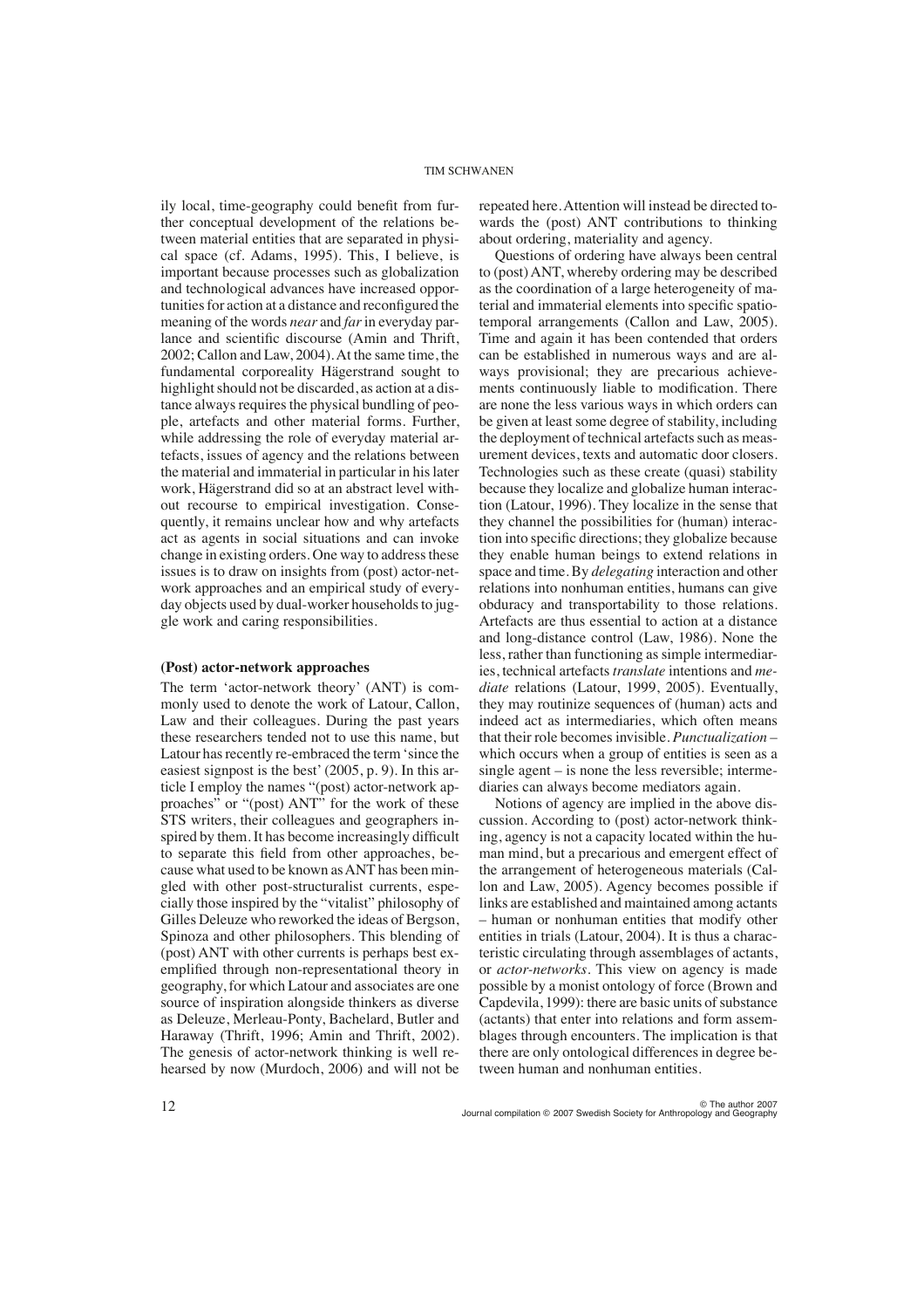ily local, time-geography could benefit from further conceptual development of the relations between material entities that are separated in physical space (cf. Adams, 1995). This, I believe, is important because processes such as globalization and technological advances have increased opportunities for action at a distance and reconfigured the meaning of the words *near* and *far* in everyday parlance and scientific discourse (Amin and Thrift, 2002; Callon and Law, 2004). At the same time, the fundamental corporeality Hägerstrand sought to highlight should not be discarded, as action at a distance always requires the physical bundling of people, artefacts and other material forms. Further, while addressing the role of everyday material artefacts, issues of agency and the relations between the material and immaterial in particular in his later work, Hägerstrand did so at an abstract level without recourse to empirical investigation. Consequently, it remains unclear how and why artefacts act as agents in social situations and can invoke change in existing orders. One way to address these issues is to draw on insights from (post) actor-network approaches and an empirical study of everyday objects used by dual-worker households to juggle work and caring responsibilities.

## (Post) actor-network approaches

The term 'actor-network theory' (ANT) is commonly used to denote the work of Latour, Callon, Law and their colleagues. During the past years these researchers tended not to use this name, but Latour has recently re-embraced the term 'since the easiest signpost is the best' (2005, p. 9). In this article I employ the names "(post) actor-network approaches" or "(post) ANT" for the work of these STS writers, their colleagues and geographers inspired by them. It has become increasingly difficult to separate this field from other approaches, because what used to be known as ANT has been mingled with other post-structuralist currents, especially those inspired by the "vitalist" philosophy of Gilles Deleuze who reworked the ideas of Bergson, Spinoza and other philosophers. This blending of (post) ANT with other currents is perhaps best exemplified through non-representational theory in geography, for which Latour and associates are one source of inspiration alongside thinkers as diverse as Deleuze, Merleau-Ponty, Bachelard, Butler and Haraway (Thrift, 1996; Amin and Thrift, 2002). The genesis of actor-network thinking is well rehearsed by now (Murdoch, 2006) and will not be repeated here. Attention will instead be directed towards the (post) ANT contributions to thinking about ordering, materiality and agency.

Questions of ordering have always been central to (post) ANT, whereby ordering may be described as the coordination of a large heterogeneity of material and immaterial elements into specific spatio-temporal arrangements (Callon and Law, 2005). Time and again it has been contended that orders can be established in numerous ways and are always provisional; they are precarious achievements continuously liable to modification. There are none the less various ways in which orders can be given at least some degree of stability, including the deployment of technical artefacts such as measurement devices, texts and automatic door closers. Technologies such as these create (quasi) stability because they localize and globalize human interaction (Latour, 1996). They localize in the sense that they channel the possibilities for (human) interaction into specific directions; they globalize because they enable human beings to extend relations in space and time. By *delegating* interaction and other relations into nonhuman entities, humans can give obduracy and transportability to those relations. Artefacts are thus essential to action at a distance and long-distance control (Law, 1986). None the less, rather than functioning as simple intermediaries, technical artefacts *translate* intentions and *mediate* relations (Latour, 1999, 2005). Eventually, they may routinize sequences of (human) acts and indeed act as intermediaries, which often means that their role becomes invisible. *Punctualization* – which occurs when a group of entities is seen as a single agent – is none the less reversible; intermediaries can always become mediators again.

Notions of agency are implied in the above discussion. According to (post) actor-network thinking, agency is not a capacity located within the human mind, but a precarious and emergent effect of the arrangement of heterogeneous materials (Callon and Law, 2005). Agency becomes possible if links are established and maintained among actants – human or nonhuman entities that modify other entities in trials (Latour, 2004). It is thus a characteristic circulating through assemblages of actants, or *actor-networks*. This view on agency is made possible by a monist ontology of force (Brown and Capdevila, 1999): there are basic units of substance (actants) that enter into relations and form assemblages through encounters. The implication is that there are only ontological differences in degree between human and nonhuman entities.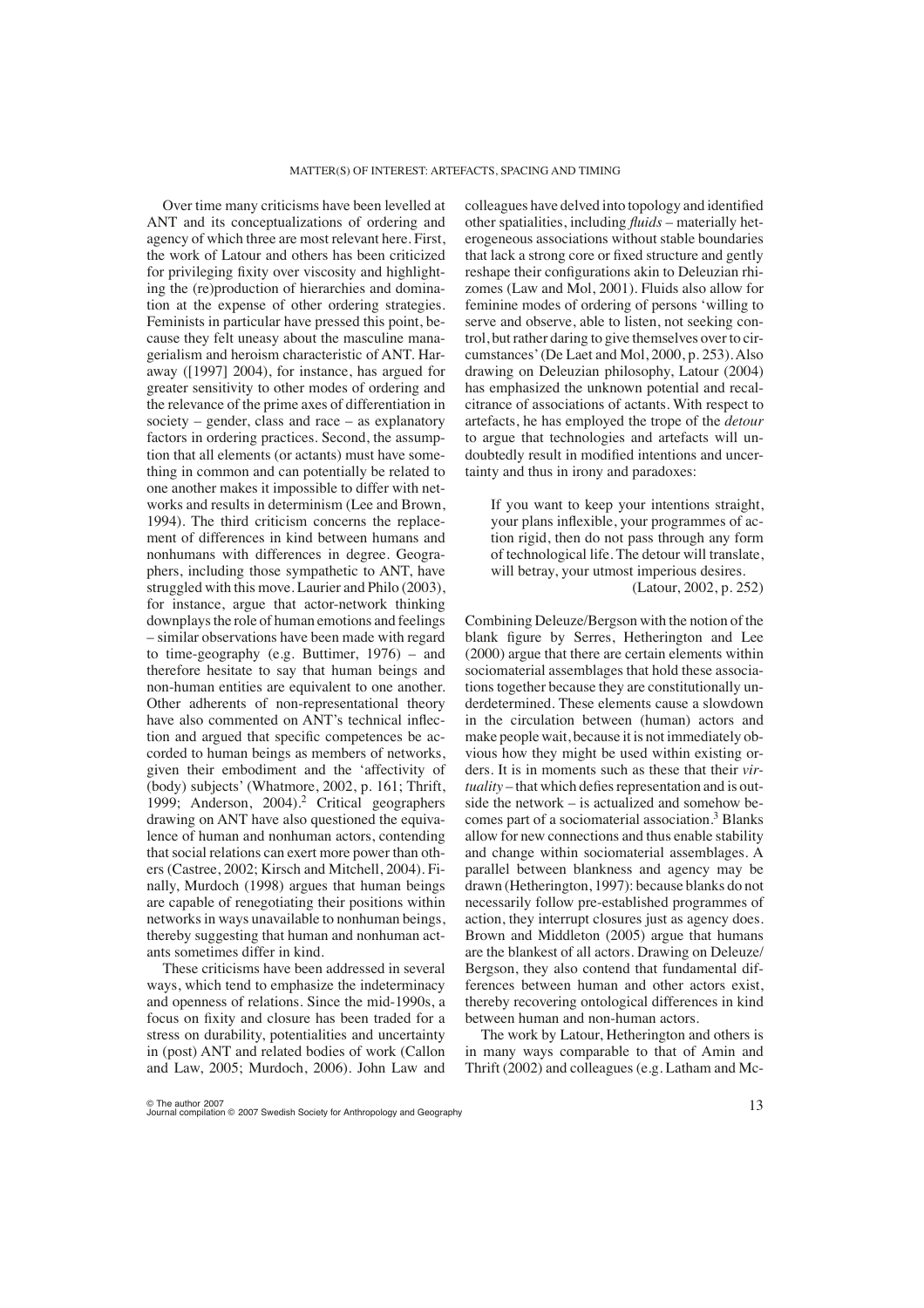Over time many criticisms have been levelled at ANT and its conceptualizations of ordering and agency of which three are most relevant here. First, the work of Latour and others has been criticized for privileging fixity over viscosity and highlighting the (re)production of hierarchies and domination at the expense of other ordering strategies. Feminists in particular have pressed this point, because they felt uneasy about the masculine managerialism and heroism characteristic of ANT. Haraway ([1997] 2004), for instance, has argued for greater sensitivity to other modes of ordering and the relevance of the prime axes of differentiation in society – gender, class and race – as explanatory factors in ordering practices. Second, the assumption that all elements (or actants) must have something in common and can potentially be related to one another makes it impossible to differ with networks and results in determinism (Lee and Brown, 1994). The third criticism concerns the replacement of differences in kind between humans and nonhumans with differences in degree. Geographers, including those sympathetic to ANT, have struggled with this move. Laurier and Philo (2003), for instance, argue that actor-network thinking downplays the role of human emotions and feelings – similar observations have been made with regard to time-geography (e.g. Buttimer, 1976) – and therefore hesitate to say that human beings and non-human entities are equivalent to one another. Other adherents of non-representational theory have also commented on ANT's technical inflection and argued that specific competences be accorded to human beings as members of networks, given their embodiment and the 'affectivity of (body) subjects' (Whatmore, 2002, p. 161; Thrift, 1999; Anderson, 2004).[2] Critical geographers drawing on ANT have also questioned the equivalence of human and nonhuman actors, contending that social relations can exert more power than others (Castree, 2002; Kirsch and Mitchell, 2004). Finally, Murdoch (1998) argues that human beings are capable of renegotiating their positions within networks in ways unavailable to nonhuman beings, thereby suggesting that human and nonhuman actants sometimes differ in kind.

These criticisms have been addressed in several ways, which tend to emphasize the indeterminacy and openness of relations. Since the mid-1990s, a focus on fixity and closure has been traded for a stress on durability, potentialities and uncertainty in (post) ANT and related bodies of work (Callon and Law, 2005; Murdoch, 2006). John Law and colleagues have delved into topology and identified other spatialities, including *fluids* – materially heterogeneous associations without stable boundaries that lack a strong core or fixed structure and gently reshape their configurations akin to Deleuzian rhizomes (Law and Mol, 2001). Fluids also allow for feminine modes of ordering of persons 'willing to serve and observe, able to listen, not seeking control, but rather daring to give themselves over to circumstances' (De Laet and Mol, 2000, p. 253). Also drawing on Deleuzian philosophy, Latour (2004) has emphasized the unknown potential and recalcitrance of associations of actants. With respect to artefacts, he has employed the trope of the *detour* to argue that technologies and artefacts will undoubtedly result in modified intentions and uncertainty and thus in irony and paradoxes:

> If you want to keep your intentions straight, your plans inflexible, your programmes of action rigid, then do not pass through any form of technological life. The detour will translate, will betray, your utmost imperious desires.
> (Latour, 2002, p. 252)

Combining Deleuze/Bergson with the notion of the blank figure by Serres, Hetherington and Lee (2000) argue that there are certain elements within sociomaterial assemblages that hold these associations together because they are constitutionally underdetermined. These elements cause a slowdown in the circulation between (human) actors and make people wait, because it is not immediately obvious how they might be used within existing orders. It is in moments such as these that their *virtuality* – that which defies representation and is outside the network – is actualized and somehow becomes part of a sociomaterial association.[3] Blanks allow for new connections and thus enable stability and change within sociomaterial assemblages. A parallel between blankness and agency may be drawn (Hetherington, 1997): because blanks do not necessarily follow pre-established programmes of action, they interrupt closures just as agency does. Brown and Middleton (2005) argue that humans are the blankest of all actors. Drawing on Deleuze/Bergson, they also contend that fundamental differences between human and other actors exist, thereby recovering ontological differences in kind between human and non-human actors.

The work by Latour, Hetherington and others is in many ways comparable to that of Amin and Thrift (2002) and colleagues (e.g. Latham and Mc-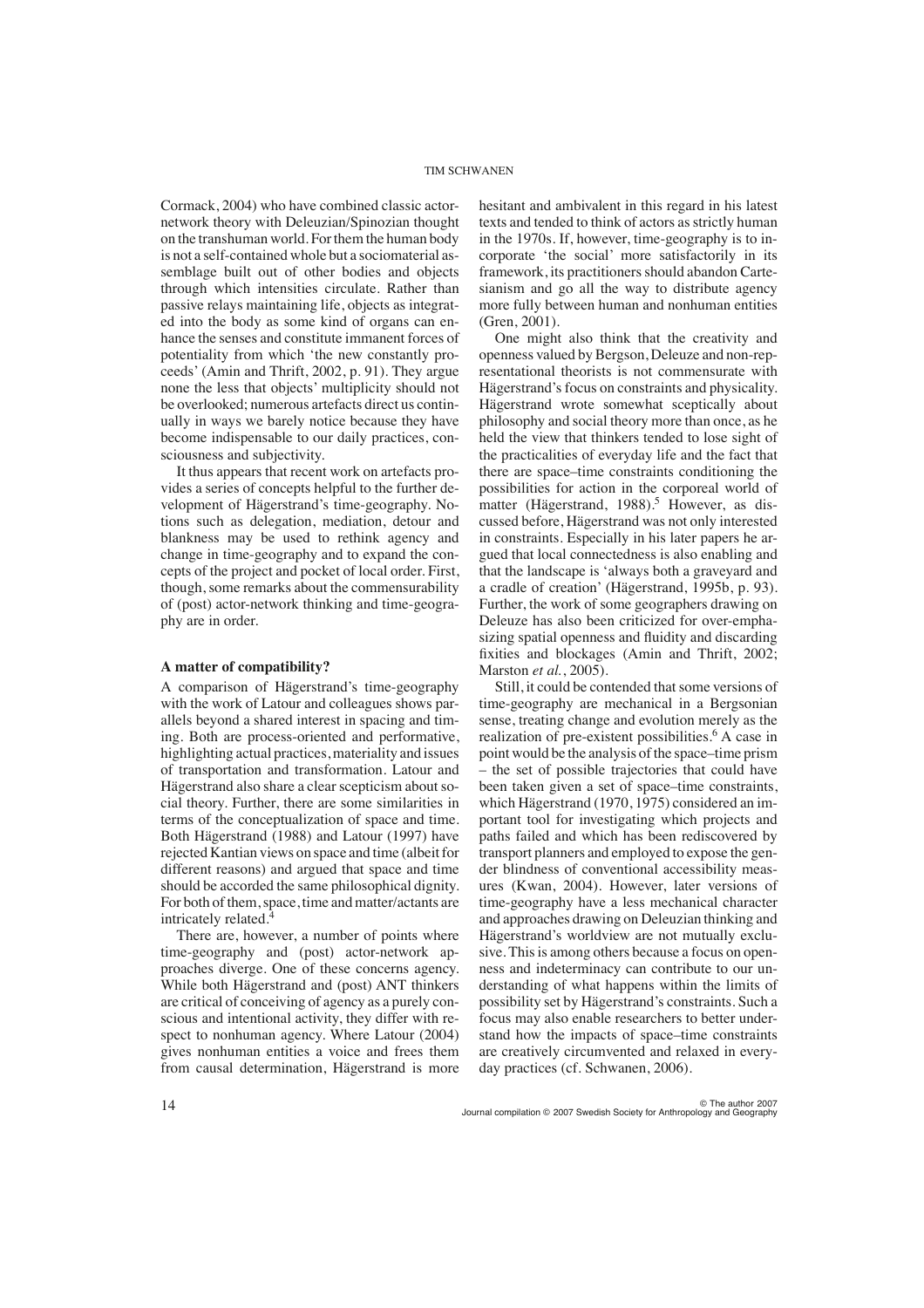Cormack, 2004) who have combined classic actor-network theory with Deleuzian/Spinozian thought on the transhuman world. For them the human body is not a self-contained whole but a sociomaterial assemblage built out of other bodies and objects through which intensities circulate. Rather than passive relays maintaining life, objects as integrated into the body as some kind of organs can enhance the senses and constitute immanent forces of potentiality from which 'the new constantly proceeds' (Amin and Thrift, 2002, p. 91). They argue none the less that objects' multiplicity should not be overlooked; numerous artefacts direct us continually in ways we barely notice because they have become indispensable to our daily practices, consciousness and subjectivity.

It thus appears that recent work on artefacts provides a series of concepts helpful to the further development of Hägerstrand's time-geography. Notions such as delegation, mediation, detour and blankness may be used to rethink agency and change in time-geography and to expand the concepts of the project and pocket of local order. First, though, some remarks about the commensurability of (post) actor-network thinking and time-geography are in order.

### A matter of compatibility?

A comparison of Hägerstrand's time-geography with the work of Latour and colleagues shows parallels beyond a shared interest in spacing and timing. Both are process-oriented and performative, highlighting actual practices, materiality and issues of transportation and transformation. Latour and Hägerstrand also share a clear scepticism about social theory. Further, there are some similarities in terms of the conceptualization of space and time. Both Hägerstrand (1988) and Latour (1997) have rejected Kantian views on space and time (albeit for different reasons) and argued that space and time should be accorded the same philosophical dignity. For both of them, space, time and matter/actants are intricately related.[4]

There are, however, a number of points where time-geography and (post) actor-network approaches diverge. One of these concerns agency. While both Hägerstrand and (post) ANT thinkers are critical of conceiving of agency as a purely conscious and intentional activity, they differ with respect to nonhuman agency. Where Latour (2004) gives nonhuman entities a voice and frees them from causal determination, Hägerstrand is more hesitant and ambivalent in this regard in his latest texts and tended to think of actors as strictly human in the 1970s. If, however, time-geography is to incorporate 'the social' more satisfactorily in its framework, its practitioners should abandon Cartesianism and go all the way to distribute agency more fully between human and nonhuman entities (Gren, 2001).

One might also think that the creativity and openness valued by Bergson, Deleuze and non-representational theorists is not commensurate with Hägerstrand's focus on constraints and physicality. Hägerstrand wrote somewhat sceptically about philosophy and social theory more than once, as he held the view that thinkers tended to lose sight of the practicalities of everyday life and the fact that there are space–time constraints conditioning the possibilities for action in the corporeal world of matter (Hägerstrand, 1988).[5] However, as discussed before, Hägerstrand was not only interested in constraints. Especially in his later papers he argued that local connectedness is also enabling and that the landscape is 'always both a graveyard and a cradle of creation' (Hägerstrand, 1995b, p. 93). Further, the work of some geographers drawing on Deleuze has also been criticized for over-emphasizing spatial openness and fluidity and discarding fixities and blockages (Amin and Thrift, 2002; Marston *et al.*, 2005).

Still, it could be contended that some versions of time-geography are mechanical in a Bergsonian sense, treating change and evolution merely as the realization of pre-existent possibilities.[6] A case in point would be the analysis of the space–time prism – the set of possible trajectories that could have been taken given a set of space–time constraints, which Hägerstrand (1970, 1975) considered an important tool for investigating which projects and paths failed and which has been rediscovered by transport planners and employed to expose the gender blindness of conventional accessibility measures (Kwan, 2004). However, later versions of time-geography have a less mechanical character and approaches drawing on Deleuzian thinking and Hägerstrand's worldview are not mutually exclusive. This is among others because a focus on openness and indeterminacy can contribute to our understanding of what happens within the limits of possibility set by Hägerstrand's constraints. Such a focus may also enable researchers to better understand how the impacts of space–time constraints are creatively circumvented and relaxed in everyday practices (cf. Schwanen, 2006).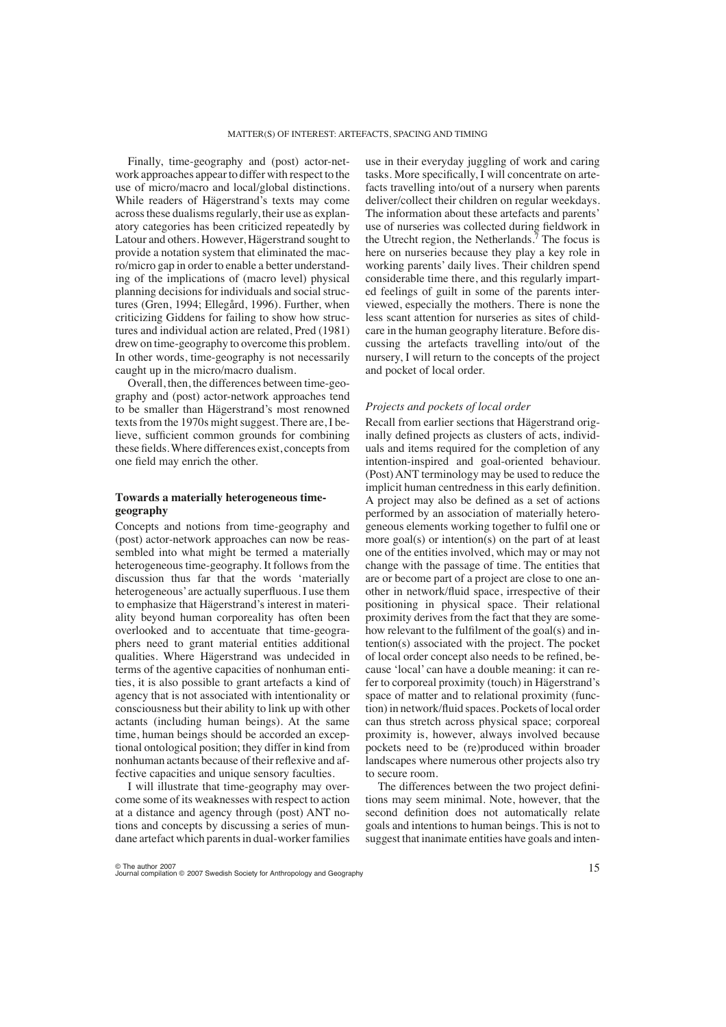Finally, time-geography and (post) actor-network approaches appear to differ with respect to the use of micro/macro and local/global distinctions. While readers of Hägerstrand's texts may come across these dualisms regularly, their use as explanatory categories has been criticized repeatedly by Latour and others. However, Hägerstrand sought to provide a notation system that eliminated the macro/micro gap in order to enable a better understanding of the implications of (macro level) physical planning decisions for individuals and social structures (Gren, 1994; Ellegård, 1996). Further, when criticizing Giddens for failing to show how structures and individual action are related, Pred (1981) drew on time-geography to overcome this problem. In other words, time-geography is not necessarily caught up in the micro/macro dualism.

Overall, then, the differences between time-geography and (post) actor-network approaches tend to be smaller than Hägerstrand's most renowned texts from the 1970s might suggest. There are, I believe, sufficient common grounds for combining these fields. Where differences exist, concepts from one field may enrich the other.

## Towards a materially heterogeneous time-geography

Concepts and notions from time-geography and (post) actor-network approaches can now be reassembled into what might be termed a materially heterogeneous time-geography. It follows from the discussion thus far that the words 'materially heterogeneous' are actually superfluous. I use them to emphasize that Hägerstrand's interest in materiality beyond human corporeality has often been overlooked and to accentuate that time-geographers need to grant material entities additional qualities. Where Hägerstrand was undecided in terms of the agentive capacities of nonhuman entities, it is also possible to grant artefacts a kind of agency that is not associated with intentionality or consciousness but their ability to link up with other actants (including human beings). At the same time, human beings should be accorded an exceptional ontological position; they differ in kind from nonhuman actants because of their reflexive and affective capacities and unique sensory faculties.

I will illustrate that time-geography may overcome some of its weaknesses with respect to action at a distance and agency through (post) ANT notions and concepts by discussing a series of mundane artefact which parents in dual-worker families use in their everyday juggling of work and caring tasks. More specifically, I will concentrate on artefacts travelling into/out of a nursery when parents deliver/collect their children on regular weekdays. The information about these artefacts and parents' use of nurseries was collected during fieldwork in the Utrecht region, the Netherlands.[7] The focus is here on nurseries because they play a key role in working parents' daily lives. Their children spend considerable time there, and this regularly imparted feelings of guilt in some of the parents interviewed, especially the mothers. There is none the less scant attention for nurseries as sites of childcare in the human geography literature. Before discussing the artefacts travelling into/out of the nursery, I will return to the concepts of the project and pocket of local order.

### *Projects and pockets of local order*

Recall from earlier sections that Hägerstrand originally defined projects as clusters of acts, individuals and items required for the completion of any intention-inspired and goal-oriented behaviour. (Post) ANT terminology may be used to reduce the implicit human centredness in this early definition. A project may also be defined as a set of actions performed by an association of materially heterogeneous elements working together to fulfil one or more goal(s) or intention(s) on the part of at least one of the entities involved, which may or may not change with the passage of time. The entities that are or become part of a project are close to one another in network/fluid space, irrespective of their positioning in physical space. Their relational proximity derives from the fact that they are somehow relevant to the fulfilment of the goal(s) and intention(s) associated with the project. The pocket of local order concept also needs to be refined, because 'local' can have a double meaning: it can refer to corporeal proximity (touch) in Hägerstrand's space of matter and to relational proximity (function) in network/fluid spaces. Pockets of local order can thus stretch across physical space; corporeal proximity is, however, always involved because pockets need to be (re)produced within broader landscapes where numerous other projects also try to secure room.

The differences between the two project definitions may seem minimal. Note, however, that the second definition does not automatically relate goals and intentions to human beings. This is not to suggest that inanimate entities have goals and inten-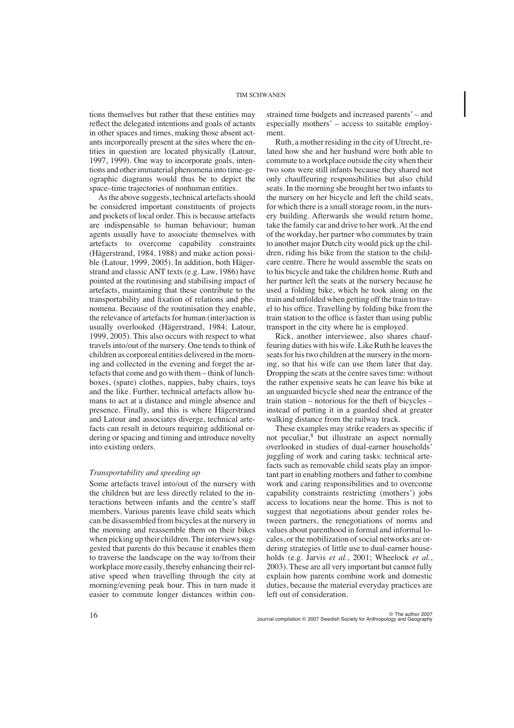tions themselves but rather that these entities may reflect the delegated intentions and goals of actants in other spaces and times, making those absent actants incorporeally present at the sites where the entities in question are located physically (Latour, 1997, 1999). One way to incorporate goals, intentions and other immaterial phenomena into time-geographic diagrams would thus be to depict the space–time trajectories of nonhuman entities.

As the above suggests, technical artefacts should be considered important constituents of projects and pockets of local order. This is because artefacts are indispensable to human behaviour; human agents usually have to associate themselves with artefacts to overcome capability constraints (Hägerstrand, 1984, 1988) and make action possible (Latour, 1999, 2005). In addition, both Hägerstrand and classic ANT texts (e.g. Law, 1986) have pointed at the routinising and stabilising impact of artefacts, maintaining that these contribute to the transportability and fixation of relations and phenomena. Because of the routinisation they enable, the relevance of artefacts for human (inter)action is usually overlooked (Hägerstrand, 1984; Latour, 1999, 2005). This also occurs with respect to what travels into/out of the nursery. One tends to think of children as corporeal entities delivered in the morning and collected in the evening and forget the artefacts that come and go with them – think of lunchboxes, (spare) clothes, nappies, baby chairs, toys and the like. Further, technical artefacts allow humans to act at a distance and mingle absence and presence. Finally, and this is where Hägerstrand and Latour and associates diverge, technical artefacts can result in detours requiring additional ordering or spacing and timing and introduce novelty into existing orders.

### *Transportability and speeding up*

Some artefacts travel into/out of the nursery with the children but are less directly related to the interactions between infants and the centre's staff members. Various parents leave child seats which can be disassembled from bicycles at the nursery in the morning and reassemble them on their bikes when picking up their children. The interviews suggested that parents do this because it enables them to traverse the landscape on the way to/from their workplace more easily, thereby enhancing their relative speed when travelling through the city at morning/evening peak hour. This in turn made it easier to commute longer distances within constrained time budgets and increased parents' – and especially mothers' – access to suitable employment.

Ruth, a mother residing in the city of Utrecht, related how she and her husband were both able to commute to a workplace outside the city when their two sons were still infants because they shared not only chauffeuring responsibilities but also child seats. In the morning she brought her two infants to the nursery on her bicycle and left the child seats, for which there is a small storage room, in the nursery building. Afterwards she would return home, take the family car and drive to her work. At the end of the workday, her partner who commutes by train to another major Dutch city would pick up the children, riding his bike from the station to the childcare centre. There he would assemble the seats on to his bicycle and take the children home. Ruth and her partner left the seats at the nursery because he used a folding bike, which he took along on the train and unfolded when getting off the train to travel to his office. Travelling by folding bike from the train station to the office is faster than using public transport in the city where he is employed.

Rick, another interviewee, also shares chauffeuring duties with his wife. Like Ruth he leaves the seats for his two children at the nursery in the morning, so that his wife can use them later that day. Dropping the seats at the centre saves time: without the rather expensive seats he can leave his bike at an unguarded bicycle shed near the entrance of the train station – notorious for the theft of bicycles – instead of putting it in a guarded shed at greater walking distance from the railway track.

These examples may strike readers as specific if not peculiar,[8] but illustrate an aspect normally overlooked in studies of dual-earner households' juggling of work and caring tasks: technical artefacts such as removable child seats play an important part in enabling mothers and father to combine work and caring responsibilities and to overcome capability constraints restricting (mothers') jobs access to locations near the home. This is not to suggest that negotiations about gender roles between partners, the renegotiations of norms and values about parenthood in formal and informal locales, or the mobilization of social networks are ordering strategies of little use to dual-earner households (e.g. Jarvis *et al.*, 2001; Wheelock *et al.*, 2003). These are all very important but cannot fully explain how parents combine work and domestic duties, because the material everyday practices are left out of consideration.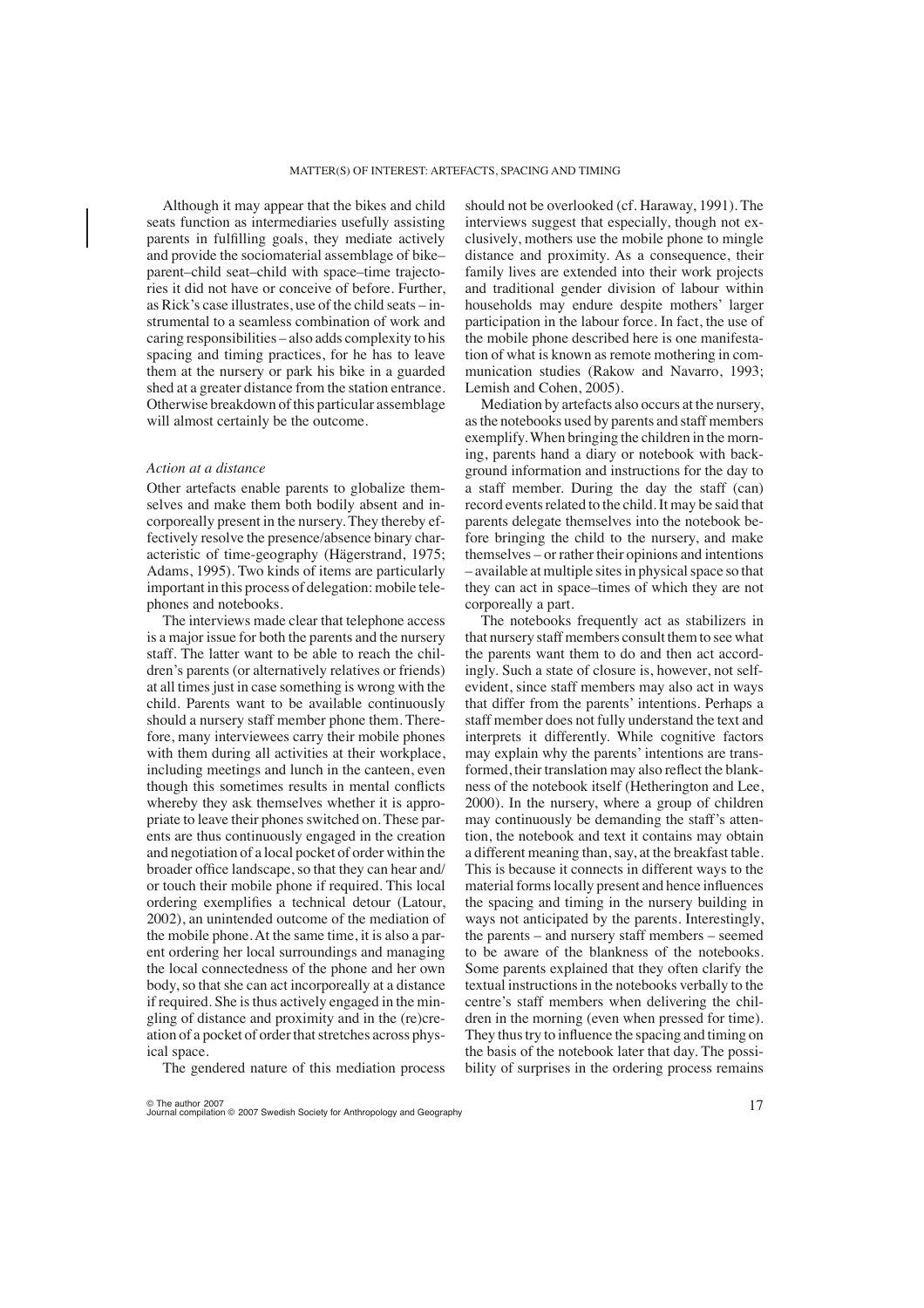Although it may appear that the bikes and child seats function as intermediaries usefully assisting parents in fulfilling goals, they mediate actively and provide the sociomaterial assemblage of bike–parent–child seat–child with space–time trajectories it did not have or conceive of before. Further, as Rick's case illustrates, use of the child seats – instrumental to a seamless combination of work and caring responsibilities – also adds complexity to his spacing and timing practices, for he has to leave them at the nursery or park his bike in a guarded shed at a greater distance from the station entrance. Otherwise breakdown of this particular assemblage will almost certainly be the outcome.

### *Action at a distance*

Other artefacts enable parents to globalize themselves and make them both bodily absent and incorporeally present in the nursery. They thereby effectively resolve the presence/absence binary characteristic of time-geography (Hägerstrand, 1975; Adams, 1995). Two kinds of items are particularly important in this process of delegation: mobile telephones and notebooks.

The interviews made clear that telephone access is a major issue for both the parents and the nursery staff. The latter want to be able to reach the children's parents (or alternatively relatives or friends) at all times just in case something is wrong with the child. Parents want to be available continuously should a nursery staff member phone them. Therefore, many interviewees carry their mobile phones with them during all activities at their workplace, including meetings and lunch in the canteen, even though this sometimes results in mental conflicts whereby they ask themselves whether it is appropriate to leave their phones switched on. These parents are thus continuously engaged in the creation and negotiation of a local pocket of order within the broader office landscape, so that they can hear and/or touch their mobile phone if required. This local ordering exemplifies a technical detour (Latour, 2002), an unintended outcome of the mediation of the mobile phone. At the same time, it is also a parent ordering her local surroundings and managing the local connectedness of the phone and her own body, so that she can act incorporeally at a distance if required. She is thus actively engaged in the mingling of distance and proximity and in the (re)creation of a pocket of order that stretches across physical space.

The gendered nature of this mediation process should not be overlooked (cf. Haraway, 1991). The interviews suggest that especially, though not exclusively, mothers use the mobile phone to mingle distance and proximity. As a consequence, their family lives are extended into their work projects and traditional gender division of labour within households may endure despite mothers' larger participation in the labour force. In fact, the use of the mobile phone described here is one manifestation of what is known as remote mothering in communication studies (Rakow and Navarro, 1993; Lemish and Cohen, 2005).

Mediation by artefacts also occurs at the nursery, as the notebooks used by parents and staff members exemplify. When bringing the children in the morning, parents hand a diary or notebook with background information and instructions for the day to a staff member. During the day the staff (can) record events related to the child. It may be said that parents delegate themselves into the notebook before bringing the child to the nursery, and make themselves – or rather their opinions and intentions – available at multiple sites in physical space so that they can act in space–times of which they are not corporeally a part.

The notebooks frequently act as stabilizers in that nursery staff members consult them to see what the parents want them to do and then act accordingly. Such a state of closure is, however, not self-evident, since staff members may also act in ways that differ from the parents' intentions. Perhaps a staff member does not fully understand the text and interprets it differently. While cognitive factors may explain why the parents' intentions are transformed, their translation may also reflect the blankness of the notebook itself (Hetherington and Lee, 2000). In the nursery, where a group of children may continuously be demanding the staff's attention, the notebook and text it contains may obtain a different meaning than, say, at the breakfast table. This is because it connects in different ways to the material forms locally present and hence influences the spacing and timing in the nursery building in ways not anticipated by the parents. Interestingly, the parents – and nursery staff members – seemed to be aware of the blankness of the notebooks. Some parents explained that they often clarify the textual instructions in the notebooks verbally to the centre's staff members when delivering the children in the morning (even when pressed for time). They thus try to influence the spacing and timing on the basis of the notebook later that day. The possibility of surprises in the ordering process remains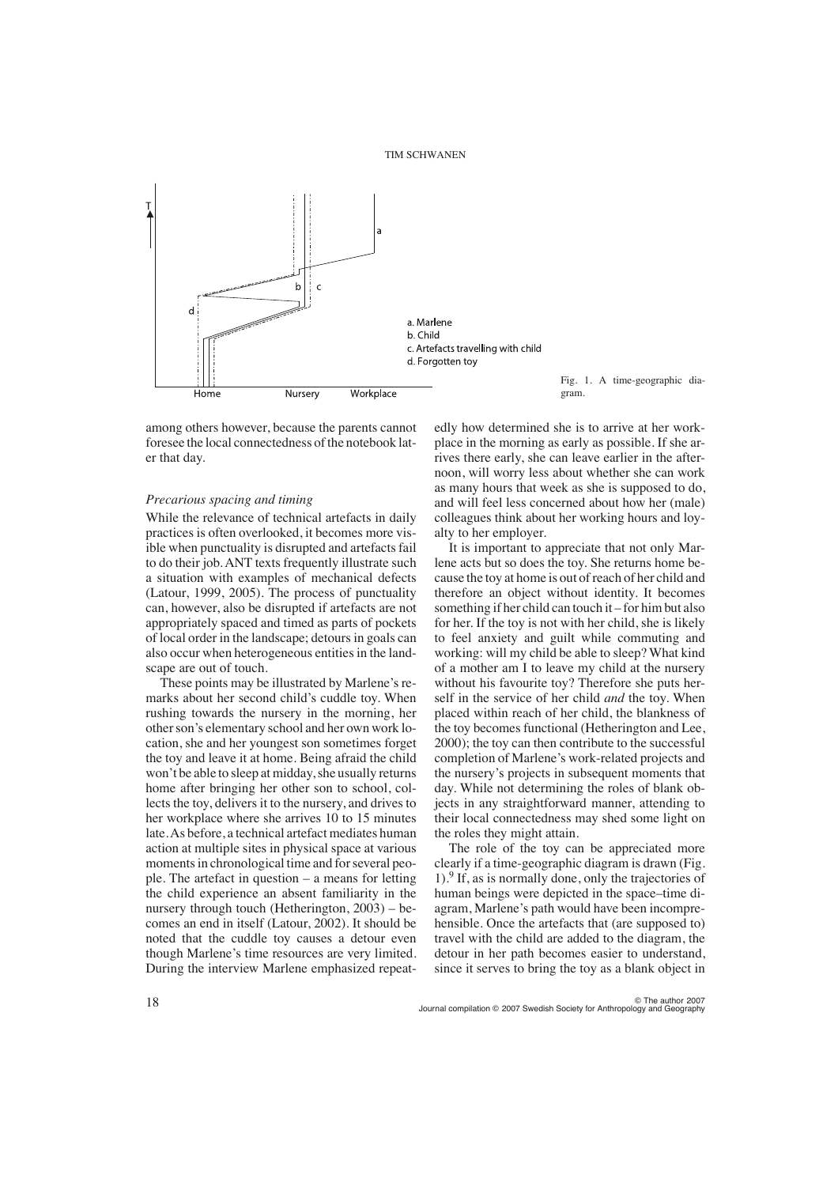Fig. 1. A time-geographic diagram.

among others however, because the parents cannot foresee the local connectedness of the notebook later that day.

*Precarious spacing and timing*

While the relevance of technical artefacts in daily practices is often overlooked, it becomes more visible when punctuality is disrupted and artefacts fail to do their job. ANT texts frequently illustrate such a situation with examples of mechanical defects (Latour, 1999, 2005). The process of punctuality can, however, also be disrupted if artefacts are not appropriately spaced and timed as parts of pockets of local order in the landscape; detours in goals can also occur when heterogeneous entities in the landscape are out of touch.

These points may be illustrated by Marlene's remarks about her second child's cuddle toy. When rushing towards the nursery in the morning, her other son's elementary school and her own work location, she and her youngest son sometimes forget the toy and leave it at home. Being afraid the child won't be able to sleep at midday, she usually returns home after bringing her other son to school, collects the toy, delivers it to the nursery, and drives to her workplace where she arrives 10 to 15 minutes late. As before, a technical artefact mediates human action at multiple sites in physical space at various moments in chronological time and for several people. The artefact in question – a means for letting the child experience an absent familiarity in the nursery through touch (Hetherington, 2003) – becomes an end in itself (Latour, 2002). It should be noted that the cuddle toy causes a detour even though Marlene's time resources are very limited. During the interview Marlene emphasized repeatedly how determined she is to arrive at her workplace in the morning as early as possible. If she arrives there early, she can leave earlier in the afternoon, will worry less about whether she can work as many hours that week as she is supposed to do, and will feel less concerned about how her (male) colleagues think about her working hours and loyalty to her employer.

It is important to appreciate that not only Marlene acts but so does the toy. She returns home because the toy at home is out of reach of her child and therefore an object without identity. It becomes something if her child can touch it – for him but also for her. If the toy is not with her child, she is likely to feel anxiety and guilt while commuting and working: will my child be able to sleep? What kind of a mother am I to leave my child at the nursery without his favourite toy? Therefore she puts herself in the service of her child *and* the toy. When placed within reach of her child, the blankness of the toy becomes functional (Hetherington and Lee, 2000); the toy can then contribute to the successful completion of Marlene's work-related projects and the nursery's projects in subsequent moments that day. While not determining the roles of blank objects in any straightforward manner, attending to their local connectedness may shed some light on the roles they might attain.

The role of the toy can be appreciated more clearly if a time-geographic diagram is drawn (Fig. 1).[9] If, as is normally done, only the trajectories of human beings were depicted in the space–time diagram, Marlene's path would have been incomprehensible. Once the artefacts that (are supposed to) travel with the child are added to the diagram, the detour in her path becomes easier to understand, since it serves to bring the toy as a blank object in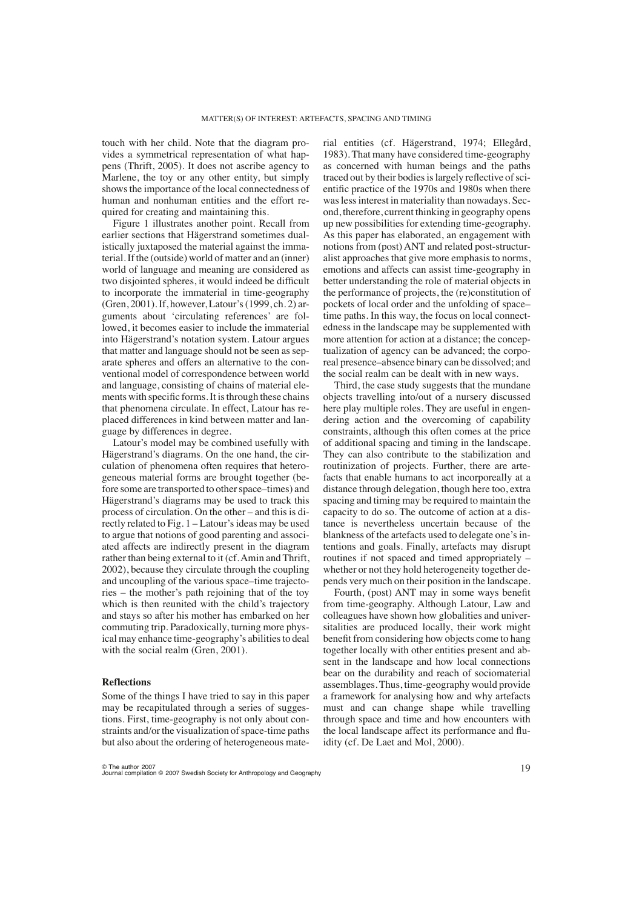touch with her child. Note that the diagram provides a symmetrical representation of what happens (Thrift, 2005). It does not ascribe agency to Marlene, the toy or any other entity, but simply shows the importance of the local connectedness of human and nonhuman entities and the effort required for creating and maintaining this.

Figure 1 illustrates another point. Recall from earlier sections that Hägerstrand sometimes dualistically juxtaposed the material against the immaterial. If the (outside) world of matter and an (inner) world of language and meaning are considered as two disjointed spheres, it would indeed be difficult to incorporate the immaterial in time-geography (Gren, 2001). If, however, Latour's (1999, ch. 2) arguments about 'circulating references' are followed, it becomes easier to include the immaterial into Hägerstrand's notation system. Latour argues that matter and language should not be seen as separate spheres and offers an alternative to the conventional model of correspondence between world and language, consisting of chains of material elements with specific forms. It is through these chains that phenomena circulate. In effect, Latour has replaced differences in kind between matter and language by differences in degree.

Latour's model may be combined usefully with Hägerstrand's diagrams. On the one hand, the circulation of phenomena often requires that heterogeneous material forms are brought together (before some are transported to other space–times) and Hägerstrand's diagrams may be used to track this process of circulation. On the other – and this is directly related to Fig. 1 – Latour's ideas may be used to argue that notions of good parenting and associated affects are indirectly present in the diagram rather than being external to it (cf. Amin and Thrift, 2002), because they circulate through the coupling and uncoupling of the various space–time trajectories – the mother's path rejoining that of the toy which is then reunited with the child's trajectory and stays so after his mother has embarked on her commuting trip. Paradoxically, turning more physical may enhance time-geography's abilities to deal with the social realm (Gren, 2001).

## Reflections

Some of the things I have tried to say in this paper may be recapitulated through a series of suggestions. First, time-geography is not only about constraints and/or the visualization of space-time paths but also about the ordering of heterogeneous material entities (cf. Hägerstrand, 1974; Ellegård, 1983). That many have considered time-geography as concerned with human beings and the paths traced out by their bodies is largely reflective of scientific practice of the 1970s and 1980s when there was less interest in materiality than nowadays. Second, therefore, current thinking in geography opens up new possibilities for extending time-geography. As this paper has elaborated, an engagement with notions from (post) ANT and related post-structuralist approaches that give more emphasis to norms, emotions and affects can assist time-geography in better understanding the role of material objects in the performance of projects, the (re)constitution of pockets of local order and the unfolding of space–time paths. In this way, the focus on local connectedness in the landscape may be supplemented with more attention for action at a distance; the conceptualization of agency can be advanced; the corporeal presence–absence binary can be dissolved; and the social realm can be dealt with in new ways.

Third, the case study suggests that the mundane objects travelling into/out of a nursery discussed here play multiple roles. They are useful in engendering action and the overcoming of capability constraints, although this often comes at the price of additional spacing and timing in the landscape. They can also contribute to the stabilization and routinization of projects. Further, there are artefacts that enable humans to act incorporeally at a distance through delegation, though here too, extra spacing and timing may be required to maintain the capacity to do so. The outcome of action at a distance is nevertheless uncertain because of the blankness of the artefacts used to delegate one's intentions and goals. Finally, artefacts may disrupt routines if not spaced and timed appropriately – whether or not they hold heterogeneity together depends very much on their position in the landscape.

Fourth, (post) ANT may in some ways benefit from time-geography. Although Latour, Law and colleagues have shown how globalities and universitalities are produced locally, their work might benefit from considering how objects come to hang together locally with other entities present and absent in the landscape and how local connections bear on the durability and reach of sociomaterial assemblages. Thus, time-geography would provide a framework for analysing how and why artefacts must and can change shape while travelling through space and time and how encounters with the local landscape affect its performance and fluidity (cf. De Laet and Mol, 2000).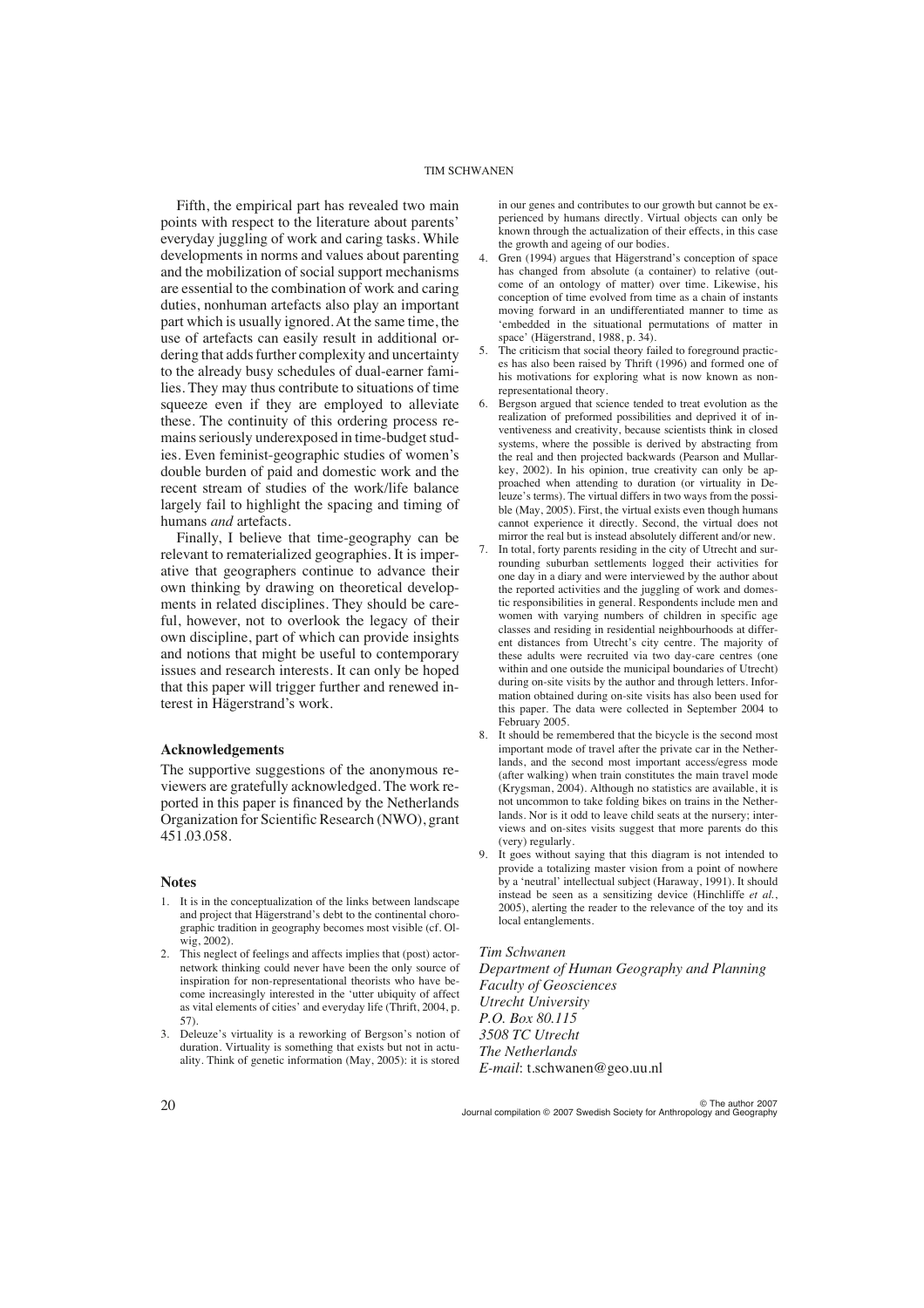Fifth, the empirical part has revealed two main points with respect to the literature about parents' everyday juggling of work and caring tasks. While developments in norms and values about parenting and the mobilization of social support mechanisms are essential to the combination of work and caring duties, nonhuman artefacts also play an important part which is usually ignored. At the same time, the use of artefacts can easily result in additional ordering that adds further complexity and uncertainty to the already busy schedules of dual-earner families. They may thus contribute to situations of time squeeze even if they are employed to alleviate these. The continuity of this ordering process remains seriously underexposed in time-budget studies. Even feminist-geographic studies of women's double burden of paid and domestic work and the recent stream of studies of the work/life balance largely fail to highlight the spacing and timing of humans *and* artefacts.

Finally, I believe that time-geography can be relevant to rematerialized geographies. It is imperative that geographers continue to advance their own thinking by drawing on theoretical developments in related disciplines. They should be careful, however, not to overlook the legacy of their own discipline, part of which can provide insights and notions that might be useful to contemporary issues and research interests. It can only be hoped that this paper will trigger further and renewed interest in Hägerstrand's work.

## Acknowledgements

The supportive suggestions of the anonymous reviewers are gratefully acknowledged. The work reported in this paper is financed by the Netherlands Organization for Scientific Research (NWO), grant 451.03.058.

## Notes

1. It is in the conceptualization of the links between landscape and project that Hägerstrand's debt to the continental chorographic tradition in geography becomes most visible (cf. Olwig, 2002).
2. This neglect of feelings and affects implies that (post) actor-network thinking could never have been the only source of inspiration for non-representational theorists who have become increasingly interested in the 'utter ubiquity of affect as vital elements of cities' and everyday life (Thrift, 2004, p. 57).
3. Deleuze's virtuality is a reworking of Bergson's notion of duration. Virtuality is something that exists but not in actuality. Think of genetic information (May, 2005): it is stored in our genes and contributes to our growth but cannot be experienced by humans directly. Virtual objects can only be known through the actualization of their effects, in this case the growth and ageing of our bodies.
4. Gren (1994) argues that Hägerstrand's conception of space has changed from absolute (a container) to relative (outcome of an ontology of matter) over time. Likewise, his conception of time evolved from time as a chain of instants moving forward in an undifferentiated manner to time as 'embedded in the situational permutations of matter in space' (Hägerstrand, 1988, p. 34).
5. The criticism that social theory failed to foreground practices has also been raised by Thrift (1996) and formed one of his motivations for exploring what is now known as non-representational theory.
6. Bergson argued that science tended to treat evolution as the realization of preformed possibilities and deprived it of inventiveness and creativity, because scientists think in closed systems, where the possible is derived by abstracting from the real and then projected backwards (Pearson and Mullarkey, 2002). In his opinion, true creativity can only be approached when attending to duration (or virtuality in Deleuze's terms). The virtual differs in two ways from the possible (May, 2005). First, the virtual exists even though humans cannot experience it directly. Second, the virtual does not mirror the real but is instead absolutely different and/or new.
7. In total, forty parents residing in the city of Utrecht and surrounding suburban settlements logged their activities for one day in a diary and were interviewed by the author about the reported activities and the juggling of work and domestic responsibilities in general. Respondents include men and women with varying numbers of children in specific age classes and residing in residential neighbourhoods at different distances from Utrecht's city centre. The majority of these adults were recruited via two day-care centres (one within and one outside the municipal boundaries of Utrecht) during on-site visits by the author and through letters. Information obtained during on-site visits has also been used for this paper. The data were collected in September 2004 to February 2005.
8. It should be remembered that the bicycle is the second most important mode of travel after the private car in the Netherlands, and the second most important access/egress mode (after walking) when train constitutes the main travel mode (Krygsman, 2004). Although no statistics are available, it is not uncommon to take folding bikes on trains in the Netherlands. Nor is it odd to leave child seats at the nursery; interviews and on-sites visits suggest that more parents do this (very) regularly.
9. It goes without saying that this diagram is not intended to provide a totalizing master vision from a point of nowhere by a 'neutral' intellectual subject (Haraway, 1991). It should instead be seen as a sensitizing device (Hinchliffe *et al.*, 2005), alerting the reader to the relevance of the toy and its local entanglements.

*Tim Schwanen*
*Department of Human Geography and Planning*
*Faculty of Geosciences*
*Utrecht University*
*P.O. Box 80.115*
*3508 TC Utrecht*
*The Netherlands*
*E-mail*: t.schwanen@geo.uu.nl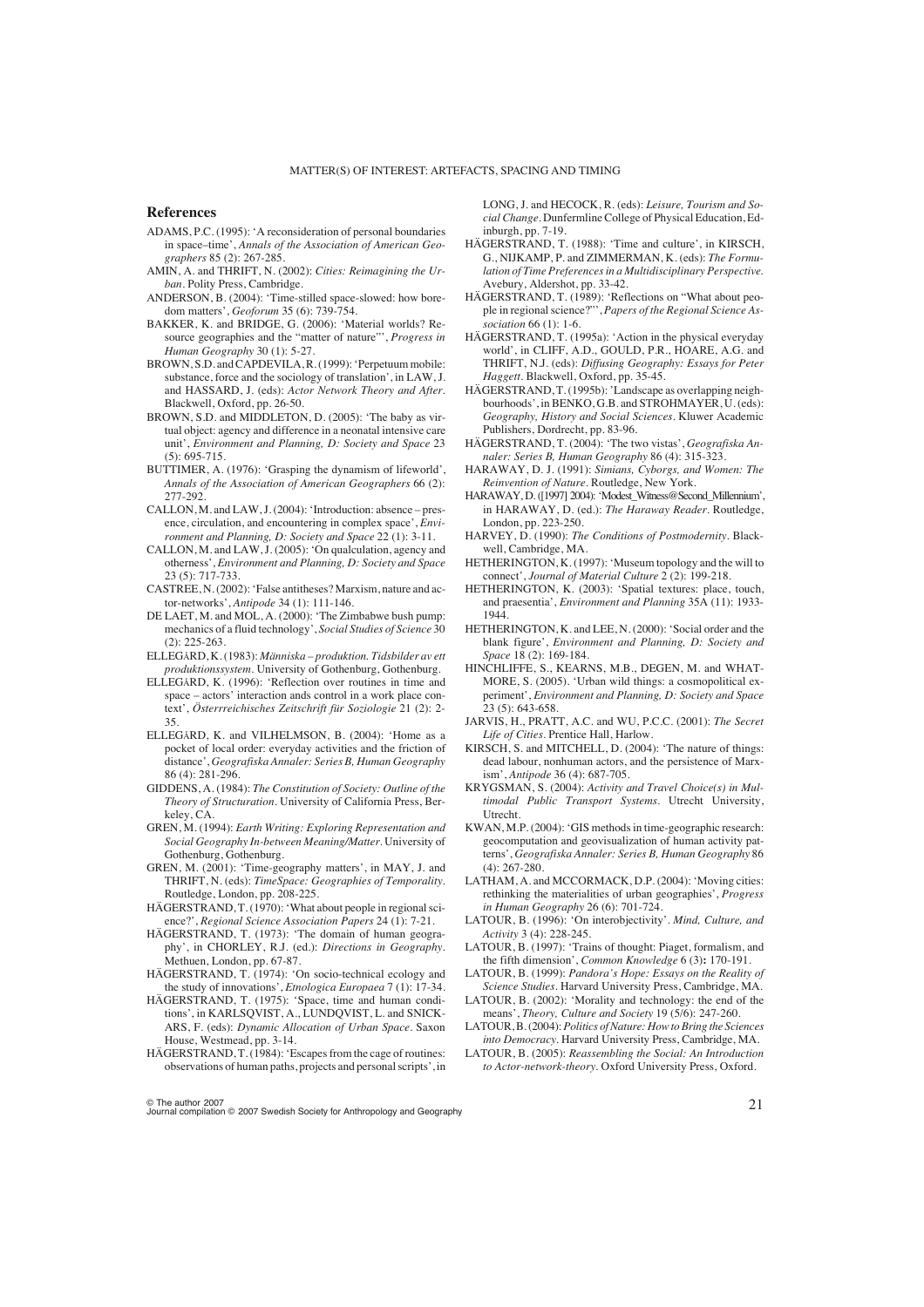## References

ADAMS, P.C. (1995): 'A reconsideration of personal boundaries in space–time', *Annals of the Association of American Geographers* 85 (2): 267-285.

AMIN, A. and THRIFT, N. (2002): *Cities: Reimagining the Urban*. Polity Press, Cambridge.

ANDERSON, B. (2004): 'Time-stilled space-slowed: how boredom matters', *Geoforum* 35 (6): 739-754.

BAKKER, K. and BRIDGE, G. (2006): 'Material worlds? Resource geographies and the "matter of nature"', *Progress in Human Geography* 30 (1): 5-27.

BROWN, S.D. and CAPDEVILA, R. (1999): 'Perpetuum mobile: substance, force and the sociology of translation', in LAW, J. and HASSARD, J. (eds): *Actor Network Theory and After*. Blackwell, Oxford, pp. 26-50.

BROWN, S.D. and MIDDLETON, D. (2005): 'The baby as virtual object: agency and difference in a neonatal intensive care unit', *Environment and Planning, D: Society and Space* 23 (5): 695-715.

BUTTIMER, A. (1976): 'Grasping the dynamism of lifeworld', *Annals of the Association of American Geographers* 66 (2): 277-292.

CALLON, M. and LAW, J. (2004): 'Introduction: absence – presence, circulation, and encountering in complex space', *Environment and Planning, D: Society and Space* 22 (1): 3-11.

CALLON, M. and LAW, J. (2005): 'On qualculation, agency and otherness', *Environment and Planning, D: Society and Space* 23 (5): 717-733.

CASTREE, N. (2002): 'False antitheses? Marxism, nature and actor-networks', *Antipode* 34 (1): 111-146.

DE LAET, M. and MOL, A. (2000): 'The Zimbabwe bush pump: mechanics of a fluid technology', *Social Studies of Science* 30 (2): 225-263.

ELLEGÅRD, K. (1983): *Människa – produktion. Tidsbilder av ett produktionssystem*. University of Gothenburg, Gothenburg.

ELLEGÅRD, K. (1996): 'Reflection over routines in time and space – actors' interaction ands control in a work place context', *Österreichisches Zeitschrift für Soziologie* 21 (2): 2-35.

ELLEGÅRD, K. and VILHELMSON, B. (2004): 'Home as a pocket of local order: everyday activities and the friction of distance', *Geografiska Annaler: Series B, Human Geography* 86 (4): 281-296.

GIDDENS, A. (1984): *The Constitution of Society: Outline of the Theory of Structuration*. University of California Press, Berkeley, CA.

GREN, M. (1994): *Earth Writing: Exploring Representation and Social Geography In-between Meaning/Matter*. University of Gothenburg, Gothenburg.

GREN, M. (2001): 'Time-geography matters', in MAY, J. and THRIFT, N. (eds): *TimeSpace: Geographies of Temporality*. Routledge, London, pp. 208-225.

HÄGERSTRAND, T. (1970): 'What about people in regional science?', *Regional Science Association Papers* 24 (1): 7-21.

HÄGERSTRAND, T. (1973): 'The domain of human geography', in CHORLEY, R.J. (ed.): *Directions in Geography*. Methuen, London, pp. 67-87.

HÄGERSTRAND, T. (1974): 'On socio-technical ecology and the study of innovations', *Etnologica Europaea* 7 (1): 17-34.

HÄGERSTRAND, T. (1975): 'Space, time and human conditions', in KARLSQVIST, A., LUNDQVIST, L. and SNICKARS, F. (eds): *Dynamic Allocation of Urban Space*. Saxon House, Westmead, pp. 3-14.

HÄGERSTRAND, T. (1984): 'Escapes from the cage of routines: observations of human paths, projects and personal scripts', in LONG, J. and HECOCK, R. (eds): *Leisure, Tourism and Social Change*. Dunfermline College of Physical Education, Edinburgh, pp. 7-19.

HÄGERSTRAND, T. (1988): 'Time and culture', in KIRSCH, G., NIJKAMP, P. and ZIMMERMAN, K. (eds): *The Formulation of Time Preferences in a Multidisciplinary Perspective.* Avebury, Aldershot, pp. 33-42.

HÄGERSTRAND, T. (1989): 'Reflections on "What about people in regional science?"', *Papers of the Regional Science Association* 66 (1): 1-6.

HÄGERSTRAND, T. (1995a): 'Action in the physical everyday world', in CLIFF, A.D., GOULD, P.R., HOARE, A.G. and THRIFT, N.J. (eds): *Diffusing Geography: Essays for Peter Haggett*. Blackwell, Oxford, pp. 35-45.

HÄGERSTRAND, T. (1995b): 'Landscape as overlapping neighbourhoods', in BENKO, G.B. and STROHMAYER, U. (eds): *Geography, History and Social Sciences*. Kluwer Academic Publishers, Dordrecht, pp. 83-96.

HÄGERSTRAND, T. (2004): 'The two vistas', *Geografiska Annaler: Series B, Human Geography* 86 (4): 315-323.

HARAWAY, D. J. (1991): *Simians, Cyborgs, and Women: The Reinvention of Nature*. Routledge, New York.

HARAWAY, D. ([1997] 2004): 'Modest_Witness@Second_Millennium', in HARAWAY, D. (ed.): *The Haraway Reader*. Routledge, London, pp. 223-250.

HARVEY, D. (1990): *The Conditions of Postmodernity*. Blackwell, Cambridge, MA.

HETHERINGTON, K. (1997): 'Museum topology and the will to connect', *Journal of Material Culture* 2 (2): 199-218.

HETHERINGTON, K. (2003): 'Spatial textures: place, touch, and praesentia', *Environment and Planning* 35A (11): 1933-1944.

HETHERINGTON, K. and LEE, N. (2000): 'Social order and the blank figure', *Environment and Planning, D: Society and Space* 18 (2): 169-184.

HINCHLIFFE, S., KEARNS, M.B., DEGEN, M. and WHATMORE, S. (2005). 'Urban wild things: a cosmopolitical experiment', *Environment and Planning, D: Society and Space* 23 (5): 643-658.

JARVIS, H., PRATT, A.C. and WU, P.C.C. (2001): *The Secret Life of Cities*. Prentice Hall, Harlow.

KIRSCH, S. and MITCHELL, D. (2004): 'The nature of things: dead labour, nonhuman actors, and the persistence of Marxism', *Antipode* 36 (4): 687-705.

KRYGSMAN, S. (2004): *Activity and Travel Choice(s) in Multimodal Public Transport Systems*. Utrecht University, Utrecht.

KWAN, M.P. (2004): 'GIS methods in time-geographic research: geocomputation and geovisualization of human activity patterns', *Geografiska Annaler: Series B, Human Geography* 86 (4): 267-280.

LATHAM, A. and MCCORMACK, D.P. (2004): 'Moving cities: rethinking the materialities of urban geographies', *Progress in Human Geography* 26 (6): 701-724.

LATOUR, B. (1996): 'On interobjectivity'. *Mind, Culture, and Activity* 3 (4): 228-245.

LATOUR, B. (1997): 'Trains of thought: Piaget, formalism, and the fifth dimension', *Common Knowledge* 6 (3)**:** 170-191.

LATOUR, B. (1999): *Pandora's Hope: Essays on the Reality of Science Studies*. Harvard University Press, Cambridge, MA.

LATOUR, B. (2002): 'Morality and technology: the end of the means', *Theory, Culture and Society* 19 (5/6): 247-260.

LATOUR, B. (2004): *Politics of Nature: How to Bring the Sciences into Democracy*. Harvard University Press, Cambridge, MA.

LATOUR, B. (2005): *Reassembling the Social: An Introduction to Actor-network-theory*. Oxford University Press, Oxford.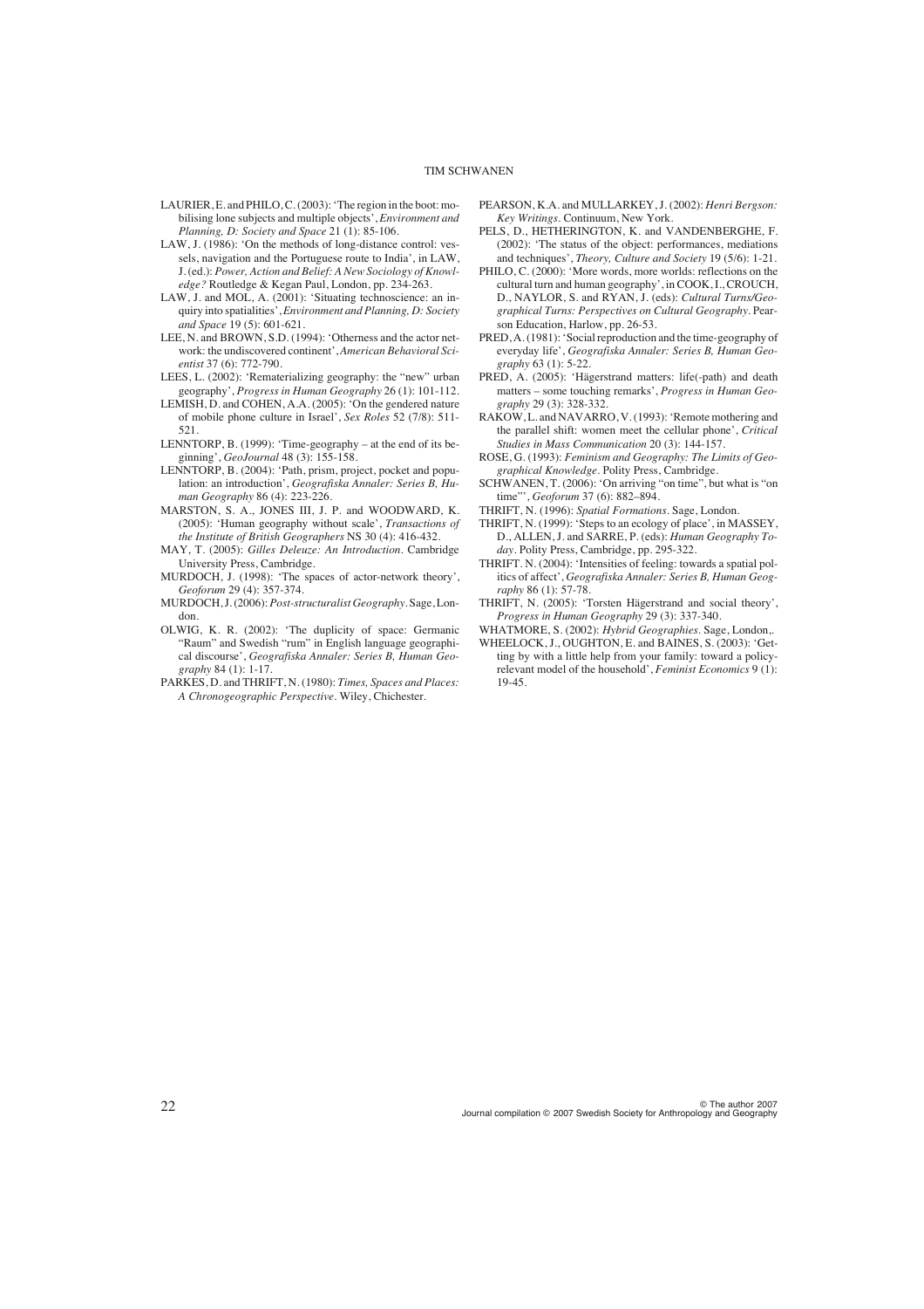LAURIER, E. and PHILO, C. (2003): 'The region in the boot: mobilising lone subjects and multiple objects', *Environment and Planning, D: Society and Space* 21 (1): 85-106.

LAW, J. (1986): 'On the methods of long-distance control: vessels, navigation and the Portuguese route to India', in LAW, J. (ed.): *Power, Action and Belief: A New Sociology of Knowledge?* Routledge & Kegan Paul, London, pp. 234-263.

LAW, J. and MOL, A. (2001): 'Situating technoscience: an inquiry into spatialities', *Environment and Planning, D: Society and Space* 19 (5): 601-621.

LEE, N. and BROWN, S.D. (1994): 'Otherness and the actor network: the undiscovered continent', *American Behavioral Scientist* 37 (6): 772-790.

LEES, L. (2002): 'Rematerializing geography: the "new" urban geography', *Progress in Human Geography* 26 (1): 101-112.

LEMISH, D. and COHEN, A.A. (2005): 'On the gendered nature of mobile phone culture in Israel', *Sex Roles* 52 (7/8): 511-521.

LENNTORP, B. (1999): 'Time-geography – at the end of its beginning', *GeoJournal* 48 (3): 155-158.

LENNTORP, B. (2004): 'Path, prism, project, pocket and population: an introduction', *Geografiska Annaler: Series B, Human Geography* 86 (4): 223-226.

MARSTON, S. A., JONES III, J. P. and WOODWARD, K. (2005): 'Human geography without scale', *Transactions of the Institute of British Geographers* NS 30 (4): 416-432.

MAY, T. (2005): *Gilles Deleuze: An Introduction*. Cambridge University Press, Cambridge.

MURDOCH, J. (1998): 'The spaces of actor-network theory', *Geoforum* 29 (4): 357-374.

MURDOCH, J. (2006): *Post-structuralist Geography*. Sage, London.

OLWIG, K. R. (2002): 'The duplicity of space: Germanic "Raum" and Swedish "rum" in English language geographical discourse', *Geografiska Annaler: Series B, Human Geography* 84 (1): 1-17.

PARKES, D. and THRIFT, N. (1980): *Times, Spaces and Places: A Chronogeographic Perspective*. Wiley, Chichester.

PEARSON, K.A. and MULLARKEY, J. (2002): *Henri Bergson: Key Writings*. Continuum, New York.

PELS, D., HETHERINGTON, K. and VANDENBERGHE, F. (2002): 'The status of the object: performances, mediations and techniques', *Theory, Culture and Society* 19 (5/6): 1-21.

PHILO, C. (2000): 'More words, more worlds: reflections on the cultural turn and human geography', in COOK, I., CROUCH, D., NAYLOR, S. and RYAN, J. (eds): *Cultural Turns/Geographical Turns: Perspectives on Cultural Geography*. Pearson Education, Harlow, pp. 26-53.

PRED, A. (1981): 'Social reproduction and the time-geography of everyday life', *Geografiska Annaler: Series B, Human Geography* 63 (1): 5-22.

PRED, A. (2005): 'Hägerstrand matters: life(-path) and death matters – some touching remarks', *Progress in Human Geography* 29 (3): 328-332.

RAKOW, L. and NAVARRO, V. (1993): 'Remote mothering and the parallel shift: women meet the cellular phone', *Critical Studies in Mass Communication* 20 (3): 144-157.

ROSE, G. (1993): *Feminism and Geography: The Limits of Geographical Knowledge*. Polity Press, Cambridge.

SCHWANEN, T. (2006): 'On arriving "on time", but what is "on time"', *Geoforum* 37 (6): 882–894.

THRIFT, N. (1996): *Spatial Formations*. Sage, London.

THRIFT, N. (1999): 'Steps to an ecology of place', in MASSEY, D., ALLEN, J. and SARRE, P. (eds): *Human Geography Today*. Polity Press, Cambridge, pp. 295-322.

THRIFT. N. (2004): 'Intensities of feeling: towards a spatial politics of affect', *Geografiska Annaler: Series B, Human Geography* 86 (1): 57-78.

THRIFT, N. (2005): 'Torsten Hägerstrand and social theory', *Progress in Human Geography* 29 (3): 337-340.

WHATMORE, S. (2002): *Hybrid Geographies*. Sage, London,.

WHEELOCK, J., OUGHTON, E. and BAINES, S. (2003): 'Getting by with a little help from your family: toward a policy-relevant model of the household', *Feminist Economics* 9 (1): 19-45.